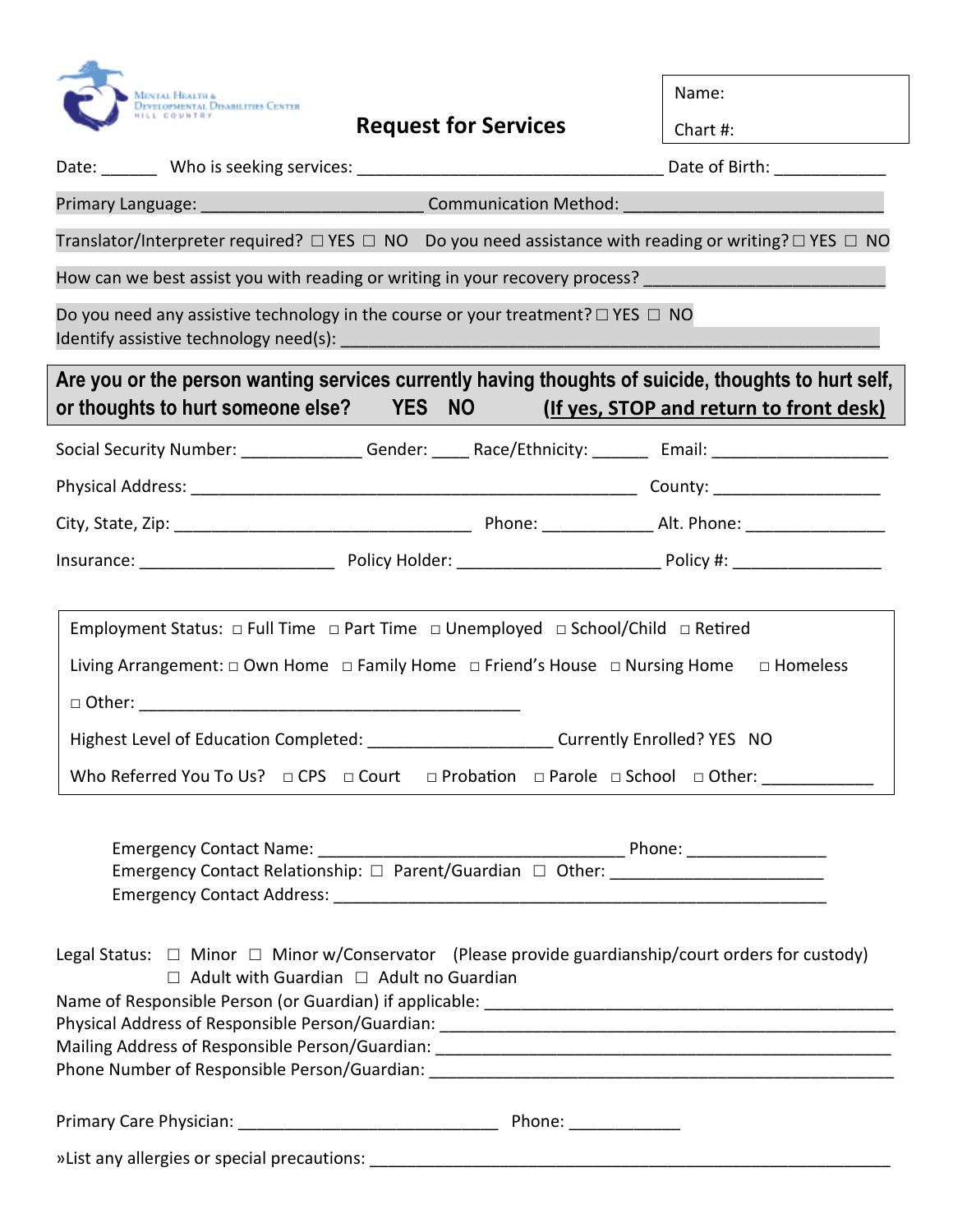Mental Health & Developmental Disabilities Center
Hill Country

# Request for Services

Name:

Chart #:

Date: ______ Who is seeking services: _________________________________ Date of Birth: ____________

Primary Language: ________________________ Communication Method: ____________________________

Translator/Interpreter required? ☐ YES ☐ NO Do you need assistance with reading or writing? ☐ YES ☐ NO

How can we best assist you with reading or writing in your recovery process? _________________________

Do you need any assistive technology in the course or your treatment? ☐ YES ☐ NO
Identify assistive technology need(s): ____________________________________________________________

**Are you or the person wanting services currently having thoughts of suicide, thoughts to hurt self, or thoughts to hurt someone else? YES NO (<u>If yes, STOP and return to front desk</u>)**

Social Security Number: _____________ Gender: ____ Race/Ethnicity: ______ Email: ___________________

Physical Address: _________________________________________________ County: __________________

City, State, Zip: ________________________________ Phone: ____________ Alt. Phone: _______________

Insurance: _____________________ Policy Holder: ______________________ Policy #: ________________

Employment Status: ☐ Full Time ☐ Part Time ☐ Unemployed ☐ School/Child ☐ Retired

Living Arrangement: ☐ Own Home ☐ Family Home ☐ Friend's House ☐ Nursing Home ☐ Homeless

☐ Other: __________________________________________

Highest Level of Education Completed: ____________________ Currently Enrolled? YES NO

Who Referred You To Us? ☐ CPS ☐ Court ☐ Probation ☐ Parole ☐ School ☐ Other: ____________

Emergency Contact Name: _________________________________ Phone: _______________
Emergency Contact Relationship: ☐ Parent/Guardian ☐ Other: _______________________
Emergency Contact Address: ______________________________________________________

Legal Status: ☐ Minor ☐ Minor w/Conservator (Please provide guardianship/court orders for custody)
☐ Adult with Guardian ☐ Adult no Guardian
Name of Responsible Person (or Guardian) if applicable: ___________________________________________
Physical Address of Responsible Person/Guardian: ________________________________________________
Mailing Address of Responsible Person/Guardian: ________________________________________________
Phone Number of Responsible Person/Guardian: __________________________________________________

Primary Care Physician: _____________________________ Phone: ____________

»List any allergies or special precautions: ____________________________________________________________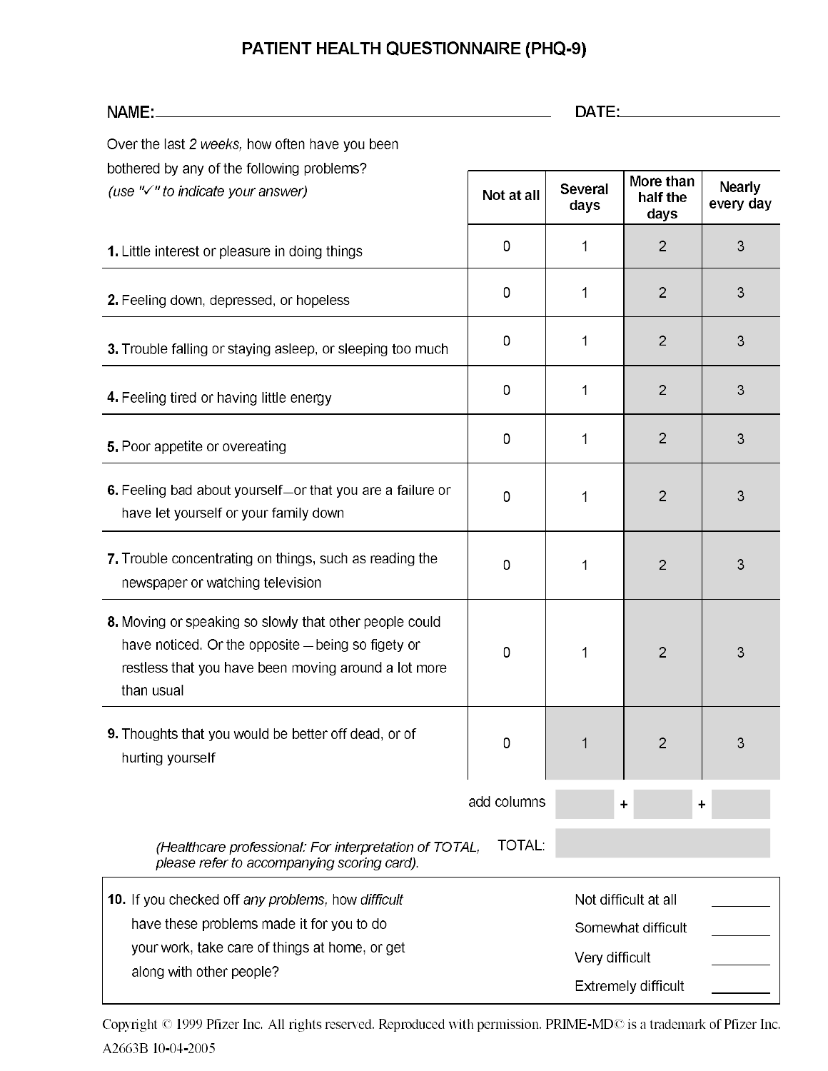# PATIENT HEALTH QUESTIONNAIRE (PHQ-9)

NAME: ____________________________________________ DATE: ________________

Over the last *2 weeks,* how often have you been bothered by any of the following problems?
*(use "✓" to indicate your answer)*

| | Not at all | Several days | More than half the days | Nearly every day |
|---|---|---|---|---|
| **1.** Little interest or pleasure in doing things | 0 | 1 | 2 | 3 |
| **2.** Feeling down, depressed, or hopeless | 0 | 1 | 2 | 3 |
| **3.** Trouble falling or staying asleep, or sleeping too much | 0 | 1 | 2 | 3 |
| **4.** Feeling tired or having little energy | 0 | 1 | 2 | 3 |
| **5.** Poor appetite or overeating | 0 | 1 | 2 | 3 |
| **6.** Feeling bad about yourself—or that you are a failure or have let yourself or your family down | 0 | 1 | 2 | 3 |
| **7.** Trouble concentrating on things, such as reading the newspaper or watching television | 0 | 1 | 2 | 3 |
| **8.** Moving or speaking so slowly that other people could have noticed. Or the opposite — being so figety or restless that you have been moving around a lot more than usual | 0 | 1 | 2 | 3 |
| **9.** Thoughts that you would be better off dead, or of hurting yourself | 0 | 1 | 2 | 3 |
| add columns | | ______ + | ______ + | ______ |
| TOTAL: | | | | |

*(Healthcare professional: For interpretation of TOTAL, please refer to accompanying scoring card).*

**10.** If you checked off *any problems,* how *difficult* have these problems made it for you to do your work, take care of things at home, or get along with other people?

- Not difficult at all ________
- Somewhat difficult ________
- Very difficult ________
- Extremely difficult ________

Copyright © 1999 Pfizer Inc. All rights reserved. Reproduced with permission. PRIME-MD© is a trademark of Pfizer Inc.

A2663B 10-04-2005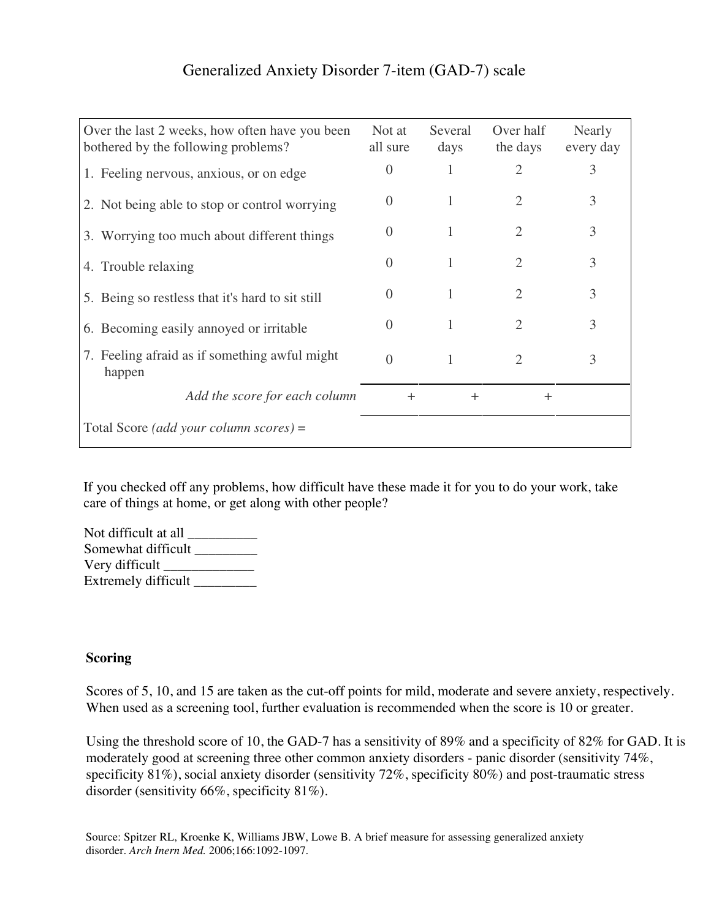# Generalized Anxiety Disorder 7-item (GAD-7) scale

| Over the last 2 weeks, how often have you been bothered by the following problems? | Not at all sure | Several days | Over half the days | Nearly every day |
|---|---|---|---|---|
| 1. Feeling nervous, anxious, or on edge | 0 | 1 | 2 | 3 |
| 2. Not being able to stop or control worrying | 0 | 1 | 2 | 3 |
| 3. Worrying too much about different things | 0 | 1 | 2 | 3 |
| 4. Trouble relaxing | 0 | 1 | 2 | 3 |
| 5. Being so restless that it's hard to sit still | 0 | 1 | 2 | 3 |
| 6. Becoming easily annoyed or irritable | 0 | 1 | 2 | 3 |
| 7. Feeling afraid as if something awful might happen | 0 | 1 | 2 | 3 |
| *Add the score for each column* | + | + | + | |
| Total Score *(add your column scores)* = | | | | |

If you checked off any problems, how difficult have these made it for you to do your work, take care of things at home, or get along with other people?

Not difficult at all __________
Somewhat difficult _________
Very difficult _____________
Extremely difficult _________

**Scoring**

Scores of 5, 10, and 15 are taken as the cut-off points for mild, moderate and severe anxiety, respectively. When used as a screening tool, further evaluation is recommended when the score is 10 or greater.

Using the threshold score of 10, the GAD-7 has a sensitivity of 89% and a specificity of 82% for GAD. It is moderately good at screening three other common anxiety disorders - panic disorder (sensitivity 74%, specificity 81%), social anxiety disorder (sensitivity 72%, specificity 80%) and post-traumatic stress disorder (sensitivity 66%, specificity 81%).

Source: Spitzer RL, Kroenke K, Williams JBW, Lowe B. A brief measure for assessing generalized anxiety disorder. *Arch Inern Med.* 2006;166:1092-1097.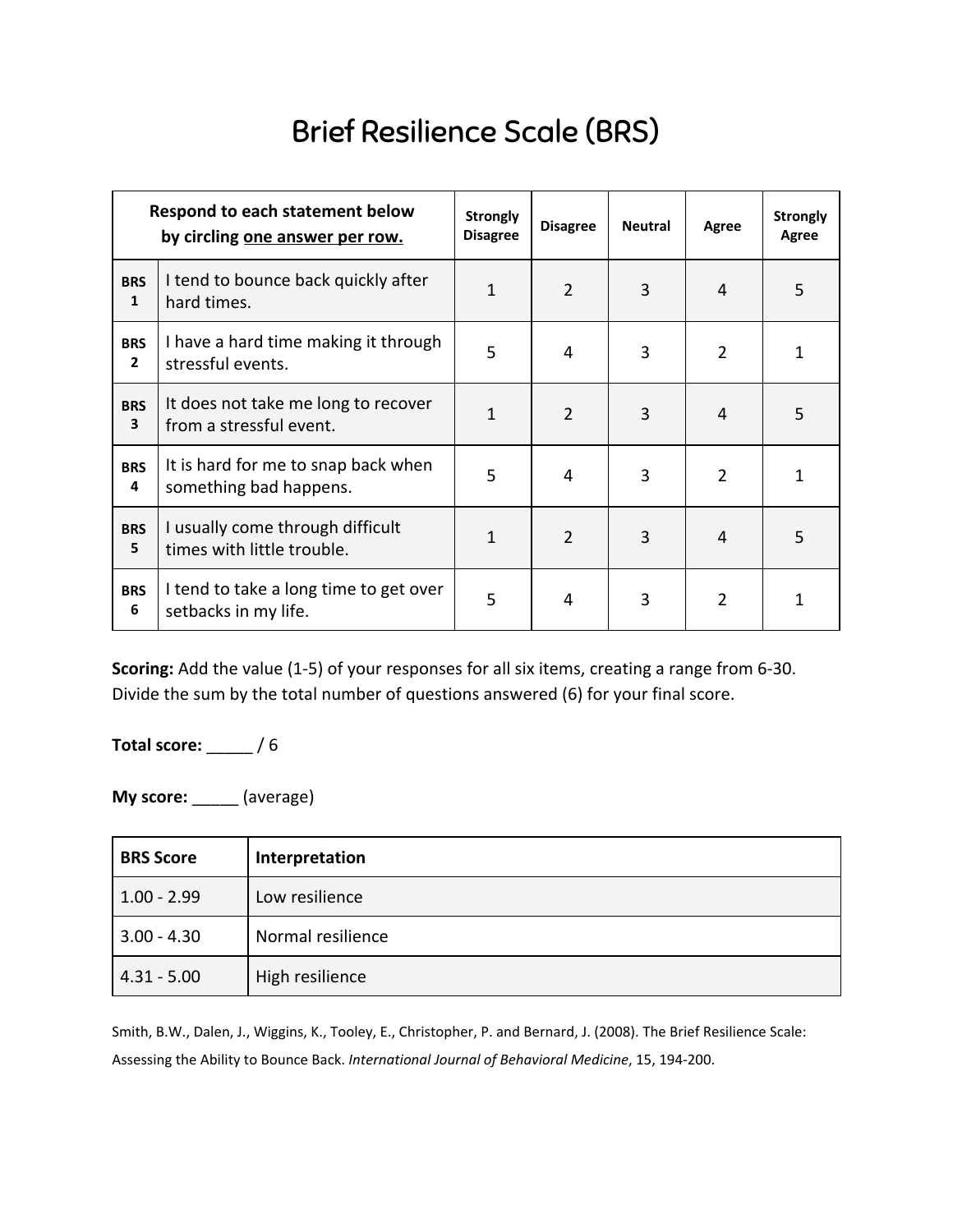# Brief Resilience Scale (BRS)

| Respond to each statement below by circling <u>one answer per row.</u> | | Strongly Disagree | Disagree | Neutral | Agree | Strongly Agree |
|---|---|---|---|---|---|---|
| **BRS 1** | I tend to bounce back quickly after hard times. | 1 | 2 | 3 | 4 | 5 |
| **BRS 2** | I have a hard time making it through stressful events. | 5 | 4 | 3 | 2 | 1 |
| **BRS 3** | It does not take me long to recover from a stressful event. | 1 | 2 | 3 | 4 | 5 |
| **BRS 4** | It is hard for me to snap back when something bad happens. | 5 | 4 | 3 | 2 | 1 |
| **BRS 5** | I usually come through difficult times with little trouble. | 1 | 2 | 3 | 4 | 5 |
| **BRS 6** | I tend to take a long time to get over setbacks in my life. | 5 | 4 | 3 | 2 | 1 |

**Scoring:** Add the value (1-5) of your responses for all six items, creating a range from 6-30. Divide the sum by the total number of questions answered (6) for your final score.

**Total score:** _____ / 6

**My score:** _____ (average)

| BRS Score | Interpretation |
|---|---|
| 1.00 - 2.99 | Low resilience |
| 3.00 - 4.30 | Normal resilience |
| 4.31 - 5.00 | High resilience |

Smith, B.W., Dalen, J., Wiggins, K., Tooley, E., Christopher, P. and Bernard, J. (2008). The Brief Resilience Scale: Assessing the Ability to Bounce Back. *International Journal of Behavioral Medicine*, 15, 194-200.